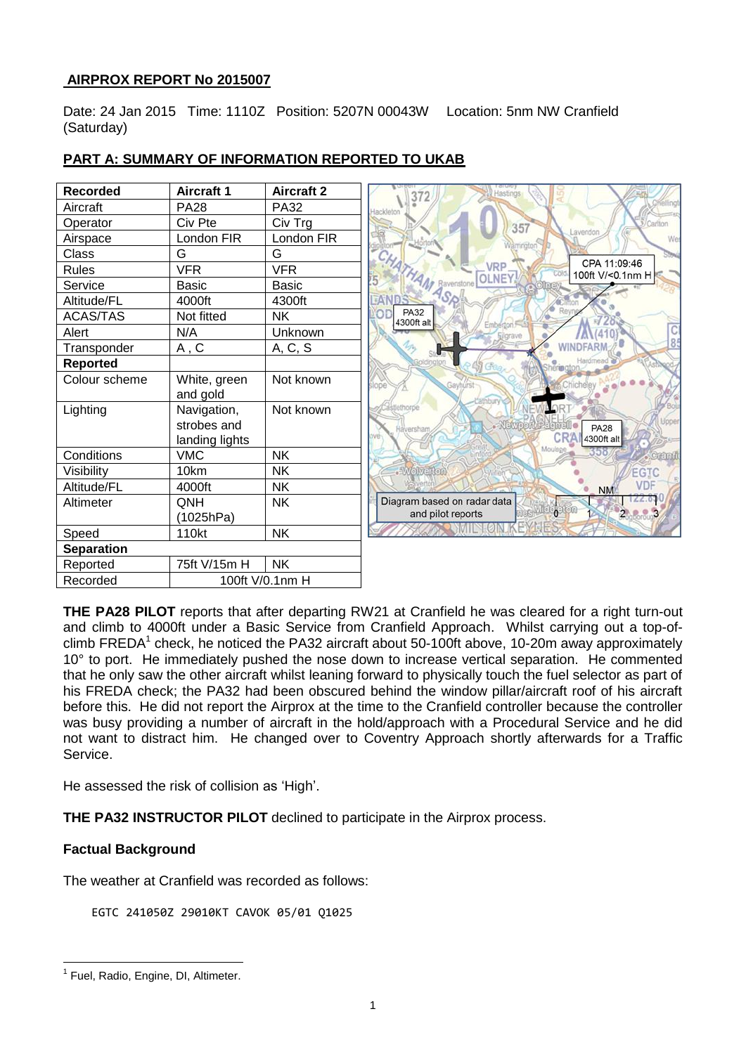## AIRPROX REPORT No 2015007

Date: 24 Jan 2015 Time: 1110Z Position: 5207N 00043W Location: 5nm NW Cranfield (Saturday)

## PART A: SUMMARY OF INFORMATION REPORTED TO UKAB

| Recorded | Aircraft 1 | Aircraft 2 |
|---|---|---|
| Aircraft | PA28 | PA32 |
| Operator | Civ Pte | Civ Trg |
| Airspace | London FIR | London FIR |
| Class | G | G |
| Rules | VFR | VFR |
| Service | Basic | Basic |
| Altitude/FL | 4000ft | 4300ft |
| ACAS/TAS | Not fitted | NK |
| Alert | N/A | Unknown |
| Transponder | A , C | A, C, S |
| **Reported** | | |
| Colour scheme | White, green and gold | Not known |
| Lighting | Navigation, strobes and landing lights | Not known |
| Conditions | VMC | NK |
| Visibility | 10km | NK |
| Altitude/FL | 4000ft | NK |
| Altimeter | QNH (1025hPa) | NK |
| Speed | 110kt | NK |
| **Separation** | | |
| Reported | 75ft V/15m H | NK |
| Recorded | 100ft V/0.1nm H | |

Diagram based on radar data and pilot reports

**THE PA28 PILOT** reports that after departing RW21 at Cranfield he was cleared for a right turn-out and climb to 4000ft under a Basic Service from Cranfield Approach. Whilst carrying out a top-of-climb FREDA[1] check, he noticed the PA32 aircraft about 50-100ft above, 10-20m away approximately 10° to port. He immediately pushed the nose down to increase vertical separation. He commented that he only saw the other aircraft whilst leaning forward to physically touch the fuel selector as part of his FREDA check; the PA32 had been obscured behind the window pillar/aircraft roof of his aircraft before this. He did not report the Airprox at the time to the Cranfield controller because the controller was busy providing a number of aircraft in the hold/approach with a Procedural Service and he did not want to distract him. He changed over to Coventry Approach shortly afterwards for a Traffic Service.

He assessed the risk of collision as 'High'.

**THE PA32 INSTRUCTOR PILOT** declined to participate in the Airprox process.

### Factual Background

The weather at Cranfield was recorded as follows:

```
EGTC 241050Z 29010KT CAVOK 05/01 Q1025
```

[1] Fuel, Radio, Engine, DI, Altimeter.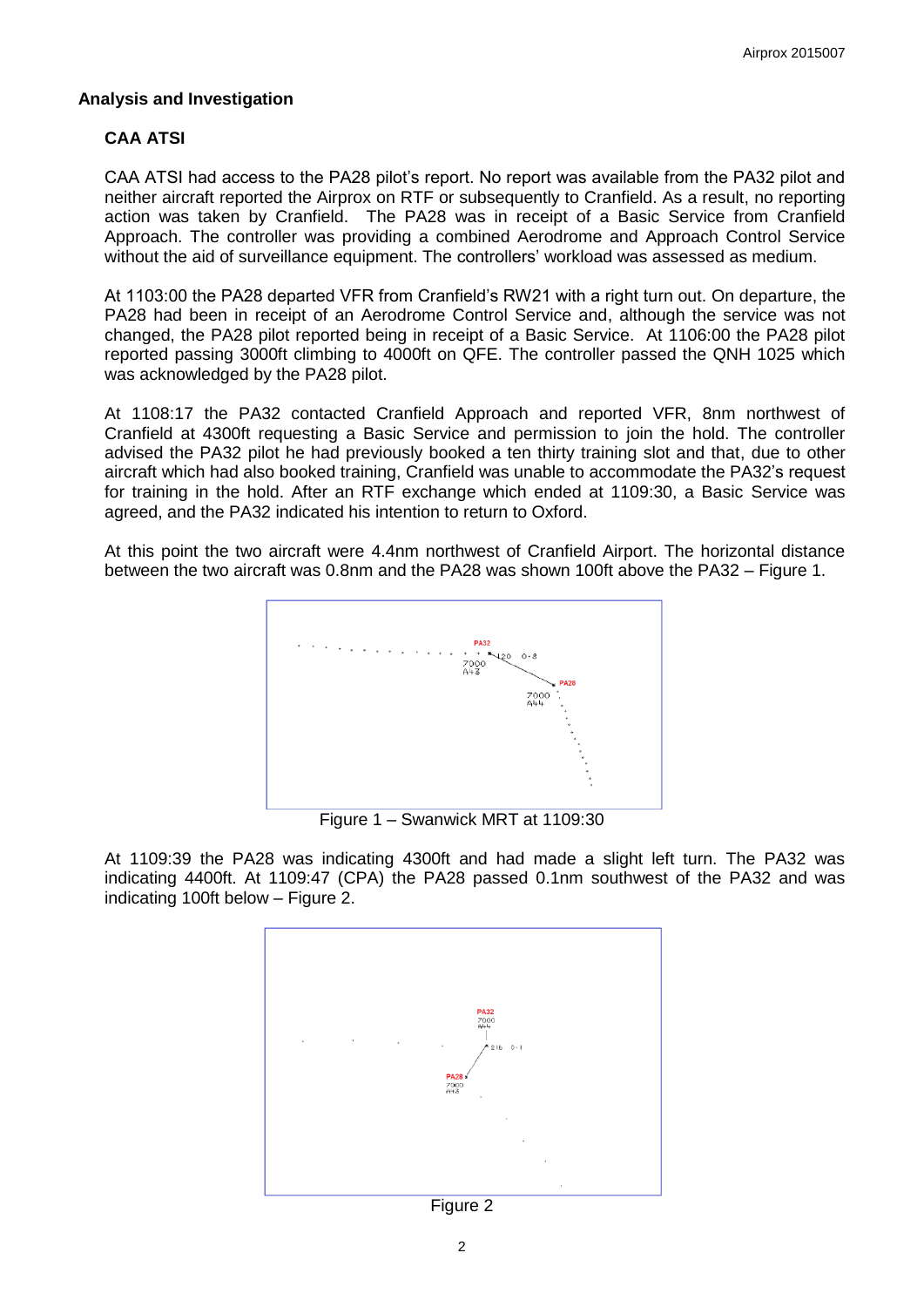## Analysis and Investigation

### CAA ATSI

CAA ATSI had access to the PA28 pilot's report. No report was available from the PA32 pilot and neither aircraft reported the Airprox on RTF or subsequently to Cranfield. As a result, no reporting action was taken by Cranfield. The PA28 was in receipt of a Basic Service from Cranfield Approach. The controller was providing a combined Aerodrome and Approach Control Service without the aid of surveillance equipment. The controllers' workload was assessed as medium.

At 1103:00 the PA28 departed VFR from Cranfield's RW21 with a right turn out. On departure, the PA28 had been in receipt of an Aerodrome Control Service and, although the service was not changed, the PA28 pilot reported being in receipt of a Basic Service. At 1106:00 the PA28 pilot reported passing 3000ft climbing to 4000ft on QFE. The controller passed the QNH 1025 which was acknowledged by the PA28 pilot.

At 1108:17 the PA32 contacted Cranfield Approach and reported VFR, 8nm northwest of Cranfield at 4300ft requesting a Basic Service and permission to join the hold. The controller advised the PA32 pilot he had previously booked a ten thirty training slot and that, due to other aircraft which had also booked training, Cranfield was unable to accommodate the PA32's request for training in the hold. After an RTF exchange which ended at 1109:30, a Basic Service was agreed, and the PA32 indicated his intention to return to Oxford.

At this point the two aircraft were 4.4nm northwest of Cranfield Airport. The horizontal distance between the two aircraft was 0.8nm and the PA28 was shown 100ft above the PA32 – Figure 1.

Figure 1 – Swanwick MRT at 1109:30

At 1109:39 the PA28 was indicating 4300ft and had made a slight left turn. The PA32 was indicating 4400ft. At 1109:47 (CPA) the PA28 passed 0.1nm southwest of the PA32 and was indicating 100ft below – Figure 2.

Figure 2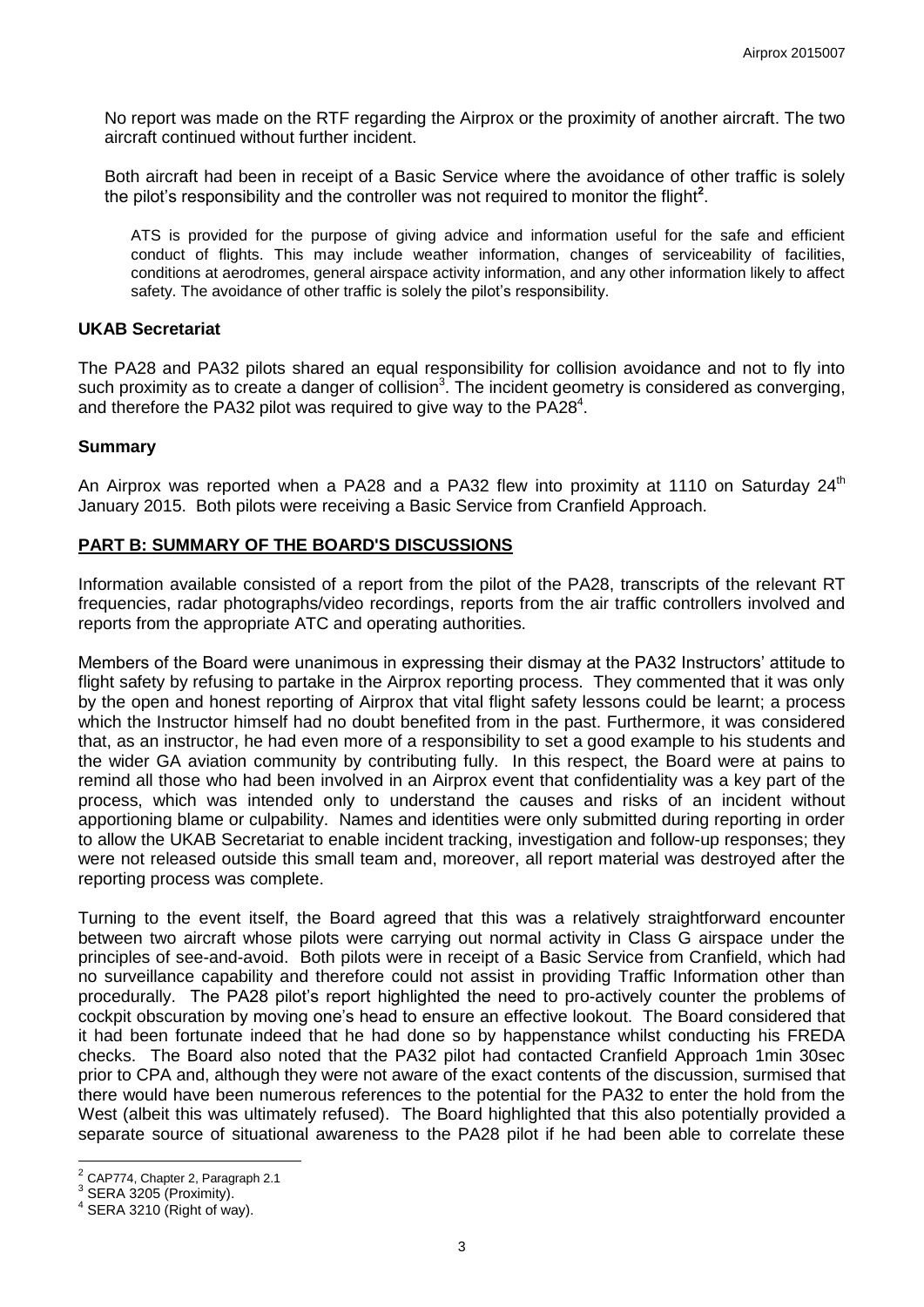No report was made on the RTF regarding the Airprox or the proximity of another aircraft. The two aircraft continued without further incident.

Both aircraft had been in receipt of a Basic Service where the avoidance of other traffic is solely the pilot's responsibility and the controller was not required to monitor the flight[2].

> ATS is provided for the purpose of giving advice and information useful for the safe and efficient conduct of flights. This may include weather information, changes of serviceability of facilities, conditions at aerodromes, general airspace activity information, and any other information likely to affect safety. The avoidance of other traffic is solely the pilot's responsibility.

## UKAB Secretariat

The PA28 and PA32 pilots shared an equal responsibility for collision avoidance and not to fly into such proximity as to create a danger of collision[3]. The incident geometry is considered as converging, and therefore the PA32 pilot was required to give way to the PA28[4].

## Summary

An Airprox was reported when a PA28 and a PA32 flew into proximity at 1110 on Saturday 24th January 2015. Both pilots were receiving a Basic Service from Cranfield Approach.

## PART B: SUMMARY OF THE BOARD'S DISCUSSIONS

Information available consisted of a report from the pilot of the PA28, transcripts of the relevant RT frequencies, radar photographs/video recordings, reports from the air traffic controllers involved and reports from the appropriate ATC and operating authorities.

Members of the Board were unanimous in expressing their dismay at the PA32 Instructors' attitude to flight safety by refusing to partake in the Airprox reporting process. They commented that it was only by the open and honest reporting of Airprox that vital flight safety lessons could be learnt; a process which the Instructor himself had no doubt benefited from in the past. Furthermore, it was considered that, as an instructor, he had even more of a responsibility to set a good example to his students and the wider GA aviation community by contributing fully. In this respect, the Board were at pains to remind all those who had been involved in an Airprox event that confidentiality was a key part of the process, which was intended only to understand the causes and risks of an incident without apportioning blame or culpability. Names and identities were only submitted during reporting in order to allow the UKAB Secretariat to enable incident tracking, investigation and follow-up responses; they were not released outside this small team and, moreover, all report material was destroyed after the reporting process was complete.

Turning to the event itself, the Board agreed that this was a relatively straightforward encounter between two aircraft whose pilots were carrying out normal activity in Class G airspace under the principles of see-and-avoid. Both pilots were in receipt of a Basic Service from Cranfield, which had no surveillance capability and therefore could not assist in providing Traffic Information other than procedurally. The PA28 pilot's report highlighted the need to pro-actively counter the problems of cockpit obscuration by moving one's head to ensure an effective lookout. The Board considered that it had been fortunate indeed that he had done so by happenstance whilst conducting his FREDA checks. The Board also noted that the PA32 pilot had contacted Cranfield Approach 1min 30sec prior to CPA and, although they were not aware of the exact contents of the discussion, surmised that there would have been numerous references to the potential for the PA32 to enter the hold from the West (albeit this was ultimately refused). The Board highlighted that this also potentially provided a separate source of situational awareness to the PA28 pilot if he had been able to correlate these

---

[2] CAP774, Chapter 2, Paragraph 2.1

[3] SERA 3205 (Proximity).

[4] SERA 3210 (Right of way).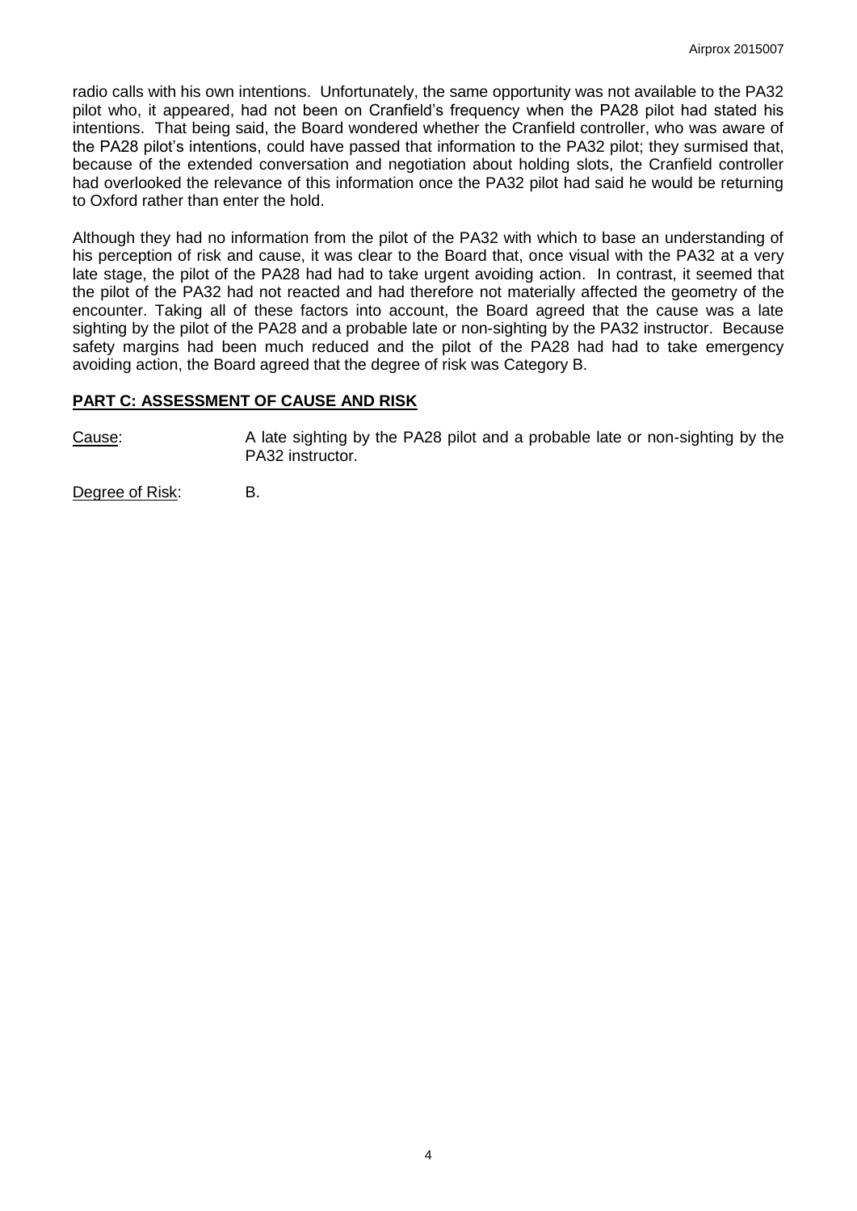radio calls with his own intentions. Unfortunately, the same opportunity was not available to the PA32 pilot who, it appeared, had not been on Cranfield's frequency when the PA28 pilot had stated his intentions. That being said, the Board wondered whether the Cranfield controller, who was aware of the PA28 pilot's intentions, could have passed that information to the PA32 pilot; they surmised that, because of the extended conversation and negotiation about holding slots, the Cranfield controller had overlooked the relevance of this information once the PA32 pilot had said he would be returning to Oxford rather than enter the hold.

Although they had no information from the pilot of the PA32 with which to base an understanding of his perception of risk and cause, it was clear to the Board that, once visual with the PA32 at a very late stage, the pilot of the PA28 had had to take urgent avoiding action. In contrast, it seemed that the pilot of the PA32 had not reacted and had therefore not materially affected the geometry of the encounter. Taking all of these factors into account, the Board agreed that the cause was a late sighting by the pilot of the PA28 and a probable late or non-sighting by the PA32 instructor. Because safety margins had been much reduced and the pilot of the PA28 had had to take emergency avoiding action, the Board agreed that the degree of risk was Category B.

## PART C: ASSESSMENT OF CAUSE AND RISK

Cause: A late sighting by the PA28 pilot and a probable late or non-sighting by the PA32 instructor.

Degree of Risk: B.